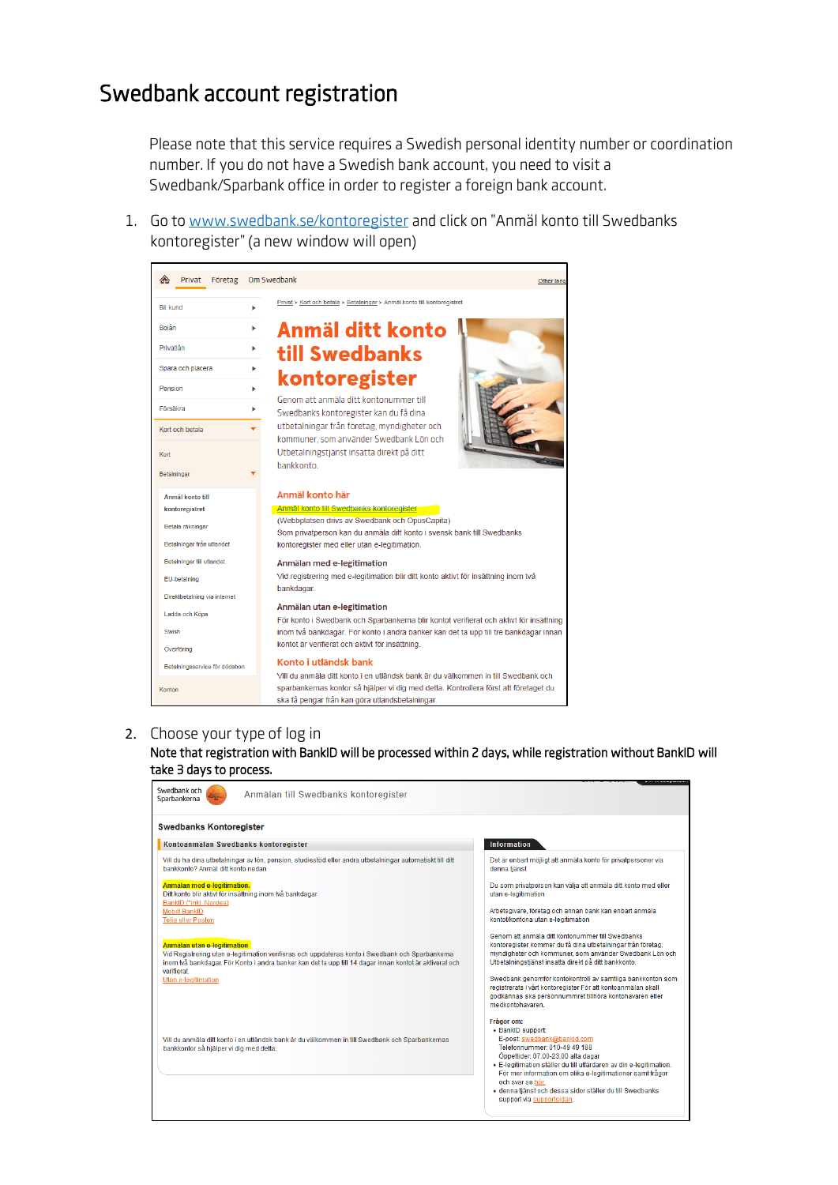# Swedbank account registration

Please note that this service requires a Swedish personal identity number or coordination number. If you do not have a Swedish bank account, you need to visit a Swedbank/Sparbank office in order to register a foreign bank account.

1. Go to www.swedbank.se/kontoregister and click on "Anmäl konto till Swedbanks kontoregister" (a new window will open)

2. Choose your type of log in

**Note that registration with BankID will be processed within 2 days, while registration without BankID will take 3 days to process.**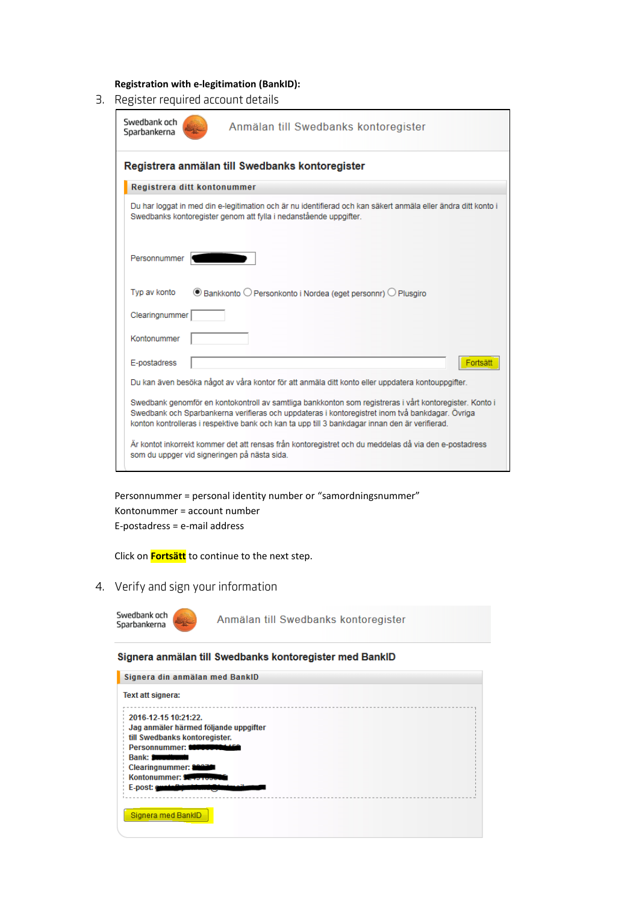**Registration with e-legitimation (BankID):**

3. Register required account details

Swedbank och Sparbankerna

Anmälan till Swedbanks kontoregister

**Registrera anmälan till Swedbanks kontoregister**

**Registrera ditt kontonummer**

Du har loggat in med din e-legitimation och är nu identifierad och kan säkert anmäla eller ändra ditt konto i Swedbanks kontoregister genom att fylla i nedanstående uppgifter.

Personnummer

Typ av konto ◉ Bankkonto ○ Personkonto i Nordea (eget personnr) ○ Plusgiro

Clearingnummer

Kontonummer

E-postadress

Fortsätt

Du kan även besöka något av våra kontor för att anmäla ditt konto eller uppdatera kontouppgifter.

Swedbank genomför en kontokontroll av samtliga bankkonton som registreras i vårt kontoregister. Konto i Swedbank och Sparbankerna verifieras och uppdateras i kontoregistret inom två bankdagar. Övriga konton kontrolleras i respektive bank och kan ta upp till 3 bankdagar innan den är verifierad.

Är kontot inkorrekt kommer det att rensas från kontoregistret och du meddelas då via den e-postadress som du uppger vid signeringen på nästa sida.

Personnummer = personal identity number or "samordningsnummer"
Kontonummer = account number
E-postadress = e-mail address

Click on **Fortsätt** to continue to the next step.

4. Verify and sign your information

Swedbank och Sparbankerna

Anmälan till Swedbanks kontoregister

**Signera anmälan till Swedbanks kontoregister med BankID**

**Signera din anmälan med BankID**

**Text att signera:**

**2016-12-15 10:21:22.**
**Jag anmäler härmed följande uppgifter till Swedbanks kontoregister.**
**Personnummer:**
**Bank:**
**Clearingnummer:**
**Kontonummer:**
**E-post:**

Signera med BankID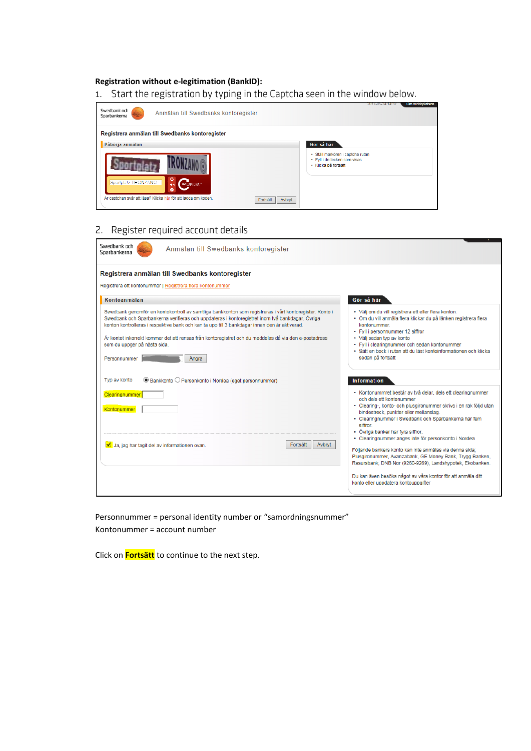**Registration without e-legitimation (BankID):**

1. Start the registration by typing in the Captcha seen in the window below.

Swedbank och Sparbankerna — Anmälan till Swedbanks kontoregister

**Registrera anmälan till Swedbanks kontoregister**

Påbörja anmälan

Sportplatz TRONZANO

Är captchan svår att läsa? Klicka här för att ladda om koden.

Fortsätt | Avbryt

Gör så här
- Ställ markören i captcha rutan
- Fyll i de tecken som visas
- Klicka på fortsätt

2. Register required account details

Swedbank och Sparbankerna — Anmälan till Swedbanks kontoregister

**Registrera anmälan till Swedbanks kontoregister**

Registrera ett kontonummer | Registrera flera kontonummer

Kontoanmälan

Swedbank genomför en kontokontroll av samtliga bankkonton som registreras i vårt kontoregister. Konto i Swedbank och Sparbankerna verifieras och uppdateras i kontoregistret inom två bankdagar. Övriga konton kontrolleras i respektive bank och kan ta upp till 3 bankdagar innan den är aktiverad.

Är kontot inkorrekt kommer det att rensas från kontoregistret och du meddelas då via den e-postadress som du uppger på nästa sida.

Personnummer [ ] Ångra

Typ av konto: Bankkonto / Personkonto i Nordea (eget personnummer)

Clearingnummer

Kontonummer

Ja, jag har tagit del av informationen ovan.

Fortsätt | Avbryt

Gör så här
- Välj om du vill registrera ett eller flera konton.
- Om du vill anmäla flera klickar du på länken registrera flera kontonummer
- Fyll i personnummer 12 siffror
- Välj sedan typ av konto
- Fyll i clearingnummer och sedan kontonummer
- Sätt en bock i rutan att du läst kontoinformationen och klicka sedan på fortsätt

Information
- Kontonumret består av två delar, dels ett clearingnummer och dels ett kontonummer
- Clearing-, konto- och plusgironummer skrivs i en rak följd utan bindestreck, punkter eller mellanslag.
- Clearingnummer i Swedbank och Sparbankerna har fem siffror.
- Övriga banker har fyra siffror.
- Clearingnummer anges inte för personkonto i Nordea

Följande bankers konto kan inte anmälas via denna sida, Plusgironummer, Avanzabank, GE Money Bank, Trygg Banken, Resursbank, DNB Nor (9260-9269), Landshypotek, Ekobanken.

Du kan även besöka något av våra kontor för att anmäla ditt konto eller uppdatera kontouppgifter

Personnummer = personal identity number or "samordningsnummer"

Kontonummer = account number

Click on **Fortsätt** to continue to the next step.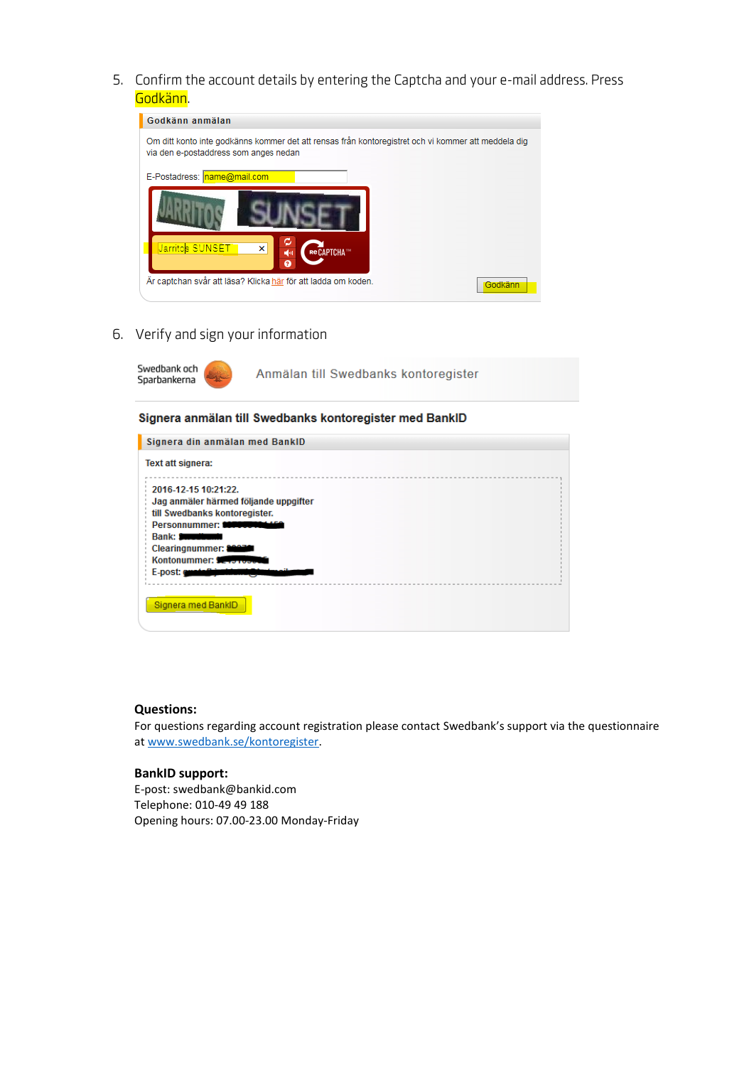5. Confirm the account details by entering the Captcha and your e-mail address. Press Godkänn.

Godkänn anmälan

Om ditt konto inte godkänns kommer det att rensas från kontoregistret och vi kommer att meddela dig via den e-postaddress som anges nedan

E-Postadress: name@mail.com

Jarritos SUNSET

Är captchan svår att läsa? Klicka här för att ladda om koden.

Godkänn

6. Verify and sign your information

Swedbank och Sparbankerna

Anmälan till Swedbanks kontoregister

Signera anmälan till Swedbanks kontoregister med BankID

Signera din anmälan med BankID

Text att signera:

2016-12-15 10:21:22.
Jag anmäler härmed följande uppgifter till Swedbanks kontoregister.
Personnummer:
Bank:
Clearingnummer:
Kontonummer:
E-post:

Signera med BankID

**Questions:**

For questions regarding account registration please contact Swedbank's support via the questionnaire at [www.swedbank.se/kontoregister](www.swedbank.se/kontoregister).

**BankID support:**

E-post: swedbank@bankid.com
Telephone: 010-49 49 188
Opening hours: 07.00-23.00 Monday-Friday